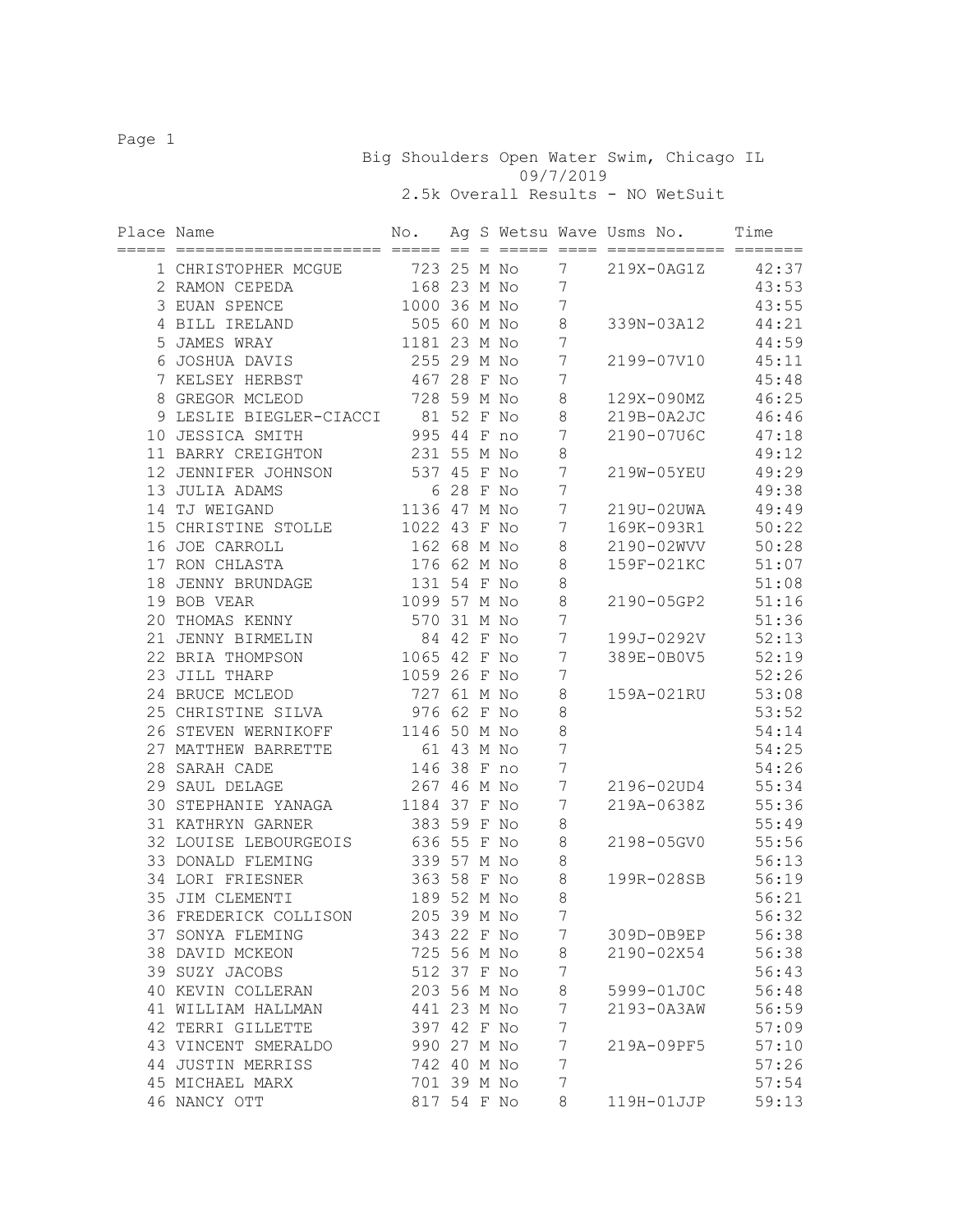# Big Shoulders Open Water Swim, Chicago IL

09/7/2019

2.5k Overall Results - NO WetSuit

| Place | Name | No. | Ag | S | Wetsu | Wave | Usms No. | Time |
|---|---|---|---|---|---|---|---|---|
| 1 | CHRISTOPHER MCGUE | 723 | 25 | M | No | 7 | 219X-0AG1Z | 42:37 |
| 2 | RAMON CEPEDA | 168 | 23 | M | No | 7 | | 43:53 |
| 3 | EUAN SPENCE | 1000 | 36 | M | No | 7 | | 43:55 |
| 4 | BILL IRELAND | 505 | 60 | M | No | 8 | 339N-03A12 | 44:21 |
| 5 | JAMES WRAY | 1181 | 23 | M | No | 7 | | 44:59 |
| 6 | JOSHUA DAVIS | 255 | 29 | M | No | 7 | 2199-07V10 | 45:11 |
| 7 | KELSEY HERBST | 467 | 28 | F | No | 7 | | 45:48 |
| 8 | GREGOR MCLEOD | 728 | 59 | M | No | 8 | 129X-090MZ | 46:25 |
| 9 | LESLIE BIEGLER-CIACCI | 81 | 52 | F | No | 8 | 219B-0A2JC | 46:46 |
| 10 | JESSICA SMITH | 995 | 44 | F | no | 7 | 2190-07U6C | 47:18 |
| 11 | BARRY CREIGHTON | 231 | 55 | M | No | 8 | | 49:12 |
| 12 | JENNIFER JOHNSON | 537 | 45 | F | No | 7 | 219W-05YEU | 49:29 |
| 13 | JULIA ADAMS | 6 | 28 | F | No | 7 | | 49:38 |
| 14 | TJ WEIGAND | 1136 | 47 | M | No | 7 | 219U-02UWA | 49:49 |
| 15 | CHRISTINE STOLLE | 1022 | 43 | F | No | 7 | 169K-093R1 | 50:22 |
| 16 | JOE CARROLL | 162 | 68 | M | No | 8 | 2190-02WVV | 50:28 |
| 17 | RON CHLASTA | 176 | 62 | M | No | 8 | 159F-021KC | 51:07 |
| 18 | JENNY BRUNDAGE | 131 | 54 | F | No | 8 | | 51:08 |
| 19 | BOB VEAR | 1099 | 57 | M | No | 8 | 2190-05GP2 | 51:16 |
| 20 | THOMAS KENNY | 570 | 31 | M | No | 7 | | 51:36 |
| 21 | JENNY BIRMELIN | 84 | 42 | F | No | 7 | 199J-0292V | 52:13 |
| 22 | BRIA THOMPSON | 1065 | 42 | F | No | 7 | 389E-0B0V5 | 52:19 |
| 23 | JILL THARP | 1059 | 26 | F | No | 7 | | 52:26 |
| 24 | BRUCE MCLEOD | 727 | 61 | M | No | 8 | 159A-021RU | 53:08 |
| 25 | CHRISTINE SILVA | 976 | 62 | F | No | 8 | | 53:52 |
| 26 | STEVEN WERNIKOFF | 1146 | 50 | M | No | 8 | | 54:14 |
| 27 | MATTHEW BARRETTE | 61 | 43 | M | No | 7 | | 54:25 |
| 28 | SARAH CADE | 146 | 38 | F | no | 7 | | 54:26 |
| 29 | SAUL DELAGE | 267 | 46 | M | No | 7 | 2196-02UD4 | 55:34 |
| 30 | STEPHANIE YANAGA | 1184 | 37 | F | No | 7 | 219A-0638Z | 55:36 |
| 31 | KATHRYN GARNER | 383 | 59 | F | No | 8 | | 55:49 |
| 32 | LOUISE LEBOURGEOIS | 636 | 55 | F | No | 8 | 2198-05GV0 | 55:56 |
| 33 | DONALD FLEMING | 339 | 57 | M | No | 8 | | 56:13 |
| 34 | LORI FRIESNER | 363 | 58 | F | No | 8 | 199R-028SB | 56:19 |
| 35 | JIM CLEMENTI | 189 | 52 | M | No | 8 | | 56:21 |
| 36 | FREDERICK COLLISON | 205 | 39 | M | No | 7 | | 56:32 |
| 37 | SONYA FLEMING | 343 | 22 | F | No | 7 | 309D-0B9EP | 56:38 |
| 38 | DAVID MCKEON | 725 | 56 | M | No | 8 | 2190-02X54 | 56:38 |
| 39 | SUZY JACOBS | 512 | 37 | F | No | 7 | | 56:43 |
| 40 | KEVIN COLLERAN | 203 | 56 | M | No | 8 | 5999-01J0C | 56:48 |
| 41 | WILLIAM HALLMAN | 441 | 23 | M | No | 7 | 2193-0A3AW | 56:59 |
| 42 | TERRI GILLETTE | 397 | 42 | F | No | 7 | | 57:09 |
| 43 | VINCENT SMERALDO | 990 | 27 | M | No | 7 | 219A-09PF5 | 57:10 |
| 44 | JUSTIN MERRISS | 742 | 40 | M | No | 7 | | 57:26 |
| 45 | MICHAEL MARX | 701 | 39 | M | No | 7 | | 57:54 |
| 46 | NANCY OTT | 817 | 54 | F | No | 8 | 119H-01JJP | 59:13 |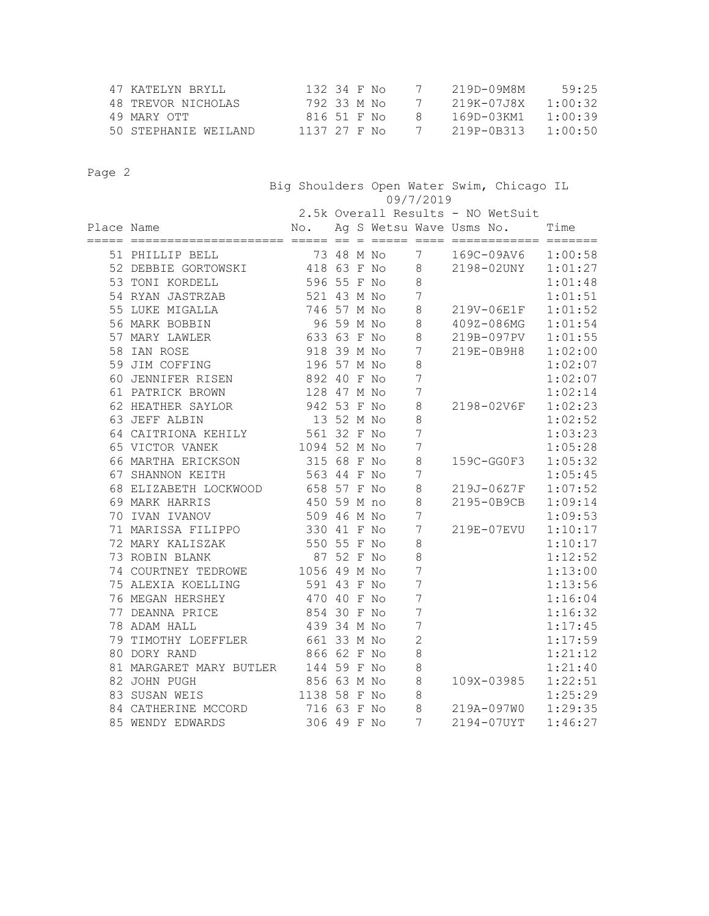| Place | Name | No. | Ag | S | Wetsu | Wave | Usms No. | Time |
|---|---|---|---|---|---|---|---|---|
| 47 | KATELYN BRYLL | 132 | 34 | F | No | 7 | 219D-09M8M | 59:25 |
| 48 | TREVOR NICHOLAS | 792 | 33 | M | No | 7 | 219K-07J8X | 1:00:32 |
| 49 | MARY OTT | 816 | 51 | F | No | 8 | 169D-03KM1 | 1:00:39 |
| 50 | STEPHANIE WEILAND | 1137 | 27 | F | No | 7 | 219P-0B313 | 1:00:50 |

Big Shoulders Open Water Swim, Chicago IL

09/7/2019

2.5k Overall Results - NO WetSuit

| Place | Name | No. | Ag | S | Wetsu | Wave | Usms No. | Time |
|---|---|---|---|---|---|---|---|---|
| 51 | PHILLIP BELL | 73 | 48 | M | No | 7 | 169C-09AV6 | 1:00:58 |
| 52 | DEBBIE GORTOWSKI | 418 | 63 | F | No | 8 | 2198-02UNY | 1:01:27 |
| 53 | TONI KORDELL | 596 | 55 | F | No | 8 | | 1:01:48 |
| 54 | RYAN JASTRZAB | 521 | 43 | M | No | 7 | | 1:01:51 |
| 55 | LUKE MIGALLA | 746 | 57 | M | No | 8 | 219V-06E1F | 1:01:52 |
| 56 | MARK BOBBIN | 96 | 59 | M | No | 8 | 409Z-086MG | 1:01:54 |
| 57 | MARY LAWLER | 633 | 63 | F | No | 8 | 219B-097PV | 1:01:55 |
| 58 | IAN ROSE | 918 | 39 | M | No | 7 | 219E-0B9H8 | 1:02:00 |
| 59 | JIM COFFING | 196 | 57 | M | No | 8 | | 1:02:07 |
| 60 | JENNIFER RISEN | 892 | 40 | F | No | 7 | | 1:02:07 |
| 61 | PATRICK BROWN | 128 | 47 | M | No | 7 | | 1:02:14 |
| 62 | HEATHER SAYLOR | 942 | 53 | F | No | 8 | 2198-02V6F | 1:02:23 |
| 63 | JEFF ALBIN | 13 | 52 | M | No | 8 | | 1:02:52 |
| 64 | CAITRIONA KEHILY | 561 | 32 | F | No | 7 | | 1:03:23 |
| 65 | VICTOR VANEK | 1094 | 52 | M | No | 7 | | 1:05:28 |
| 66 | MARTHA ERICKSON | 315 | 68 | F | No | 8 | 159C-GG0F3 | 1:05:32 |
| 67 | SHANNON KEITH | 563 | 44 | F | No | 7 | | 1:05:45 |
| 68 | ELIZABETH LOCKWOOD | 658 | 57 | F | No | 8 | 219J-06Z7F | 1:07:52 |
| 69 | MARK HARRIS | 450 | 59 | M | no | 8 | 2195-0B9CB | 1:09:14 |
| 70 | IVAN IVANOV | 509 | 46 | M | No | 7 | | 1:09:53 |
| 71 | MARISSA FILIPPO | 330 | 41 | F | No | 7 | 219E-07EVU | 1:10:17 |
| 72 | MARY KALISZAK | 550 | 55 | F | No | 8 | | 1:10:17 |
| 73 | ROBIN BLANK | 87 | 52 | F | No | 8 | | 1:12:52 |
| 74 | COURTNEY TEDROWE | 1056 | 49 | M | No | 7 | | 1:13:00 |
| 75 | ALEXIA KOELLING | 591 | 43 | F | No | 7 | | 1:13:56 |
| 76 | MEGAN HERSHEY | 470 | 40 | F | No | 7 | | 1:16:04 |
| 77 | DEANNA PRICE | 854 | 30 | F | No | 7 | | 1:16:32 |
| 78 | ADAM HALL | 439 | 34 | M | No | 7 | | 1:17:45 |
| 79 | TIMOTHY LOEFFLER | 661 | 33 | M | No | 2 | | 1:17:59 |
| 80 | DORY RAND | 866 | 62 | F | No | 8 | | 1:21:12 |
| 81 | MARGARET MARY BUTLER | 144 | 59 | F | No | 8 | | 1:21:40 |
| 82 | JOHN PUGH | 856 | 63 | M | No | 8 | 109X-03985 | 1:22:51 |
| 83 | SUSAN WEIS | 1138 | 58 | F | No | 8 | | 1:25:29 |
| 84 | CATHERINE MCCORD | 716 | 63 | F | No | 8 | 219A-097W0 | 1:29:35 |
| 85 | WENDY EDWARDS | 306 | 49 | F | No | 7 | 2194-07UYT | 1:46:27 |